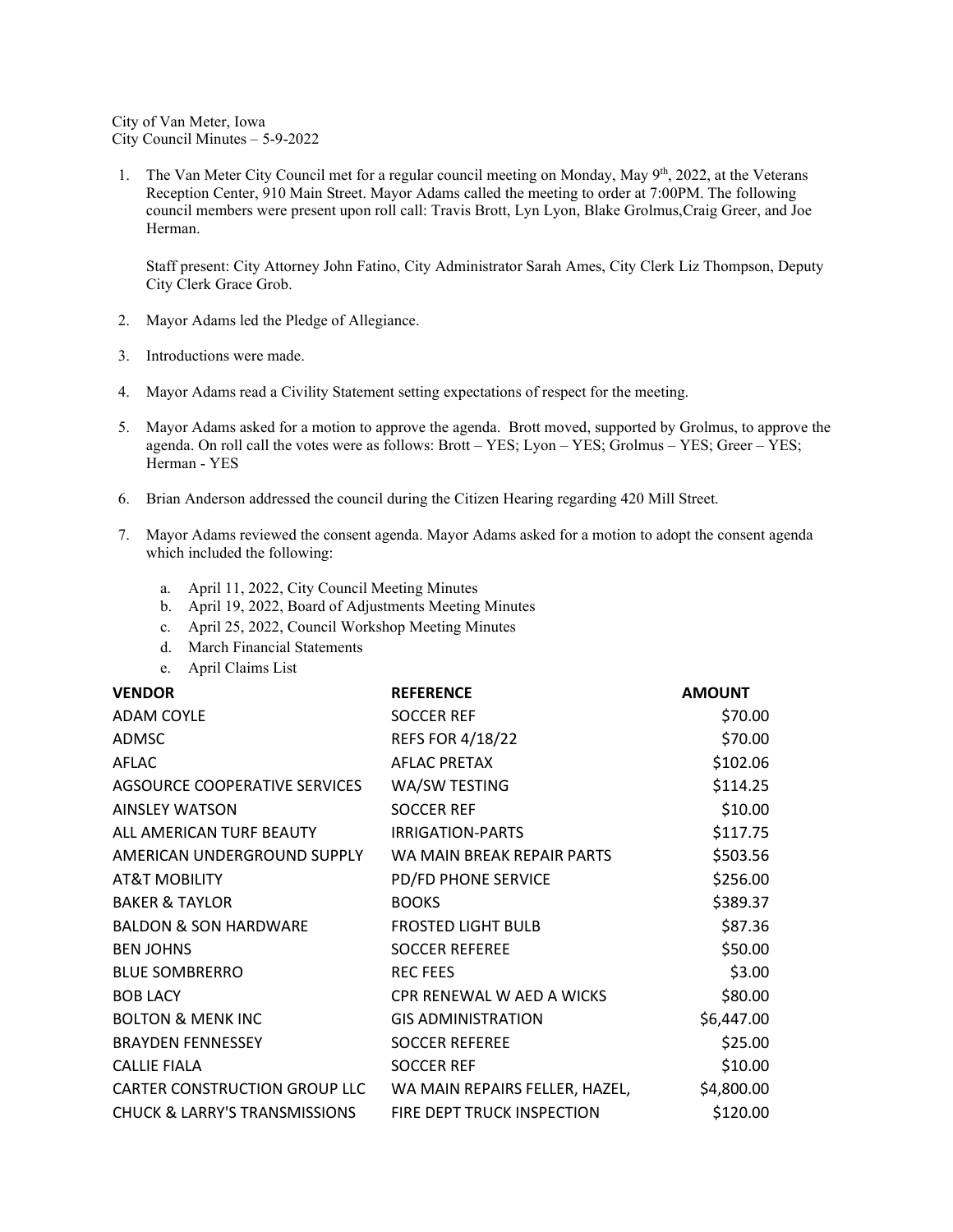City of Van Meter, Iowa
City Council Minutes – 5-9-2022

1. The Van Meter City Council met for a regular council meeting on Monday, May 9th, 2022, at the Veterans Reception Center, 910 Main Street. Mayor Adams called the meeting to order at 7:00PM. The following council members were present upon roll call: Travis Brott, Lyn Lyon, Blake Grolmus,Craig Greer, and Joe Herman.

   Staff present: City Attorney John Fatino, City Administrator Sarah Ames, City Clerk Liz Thompson, Deputy City Clerk Grace Grob.

2. Mayor Adams led the Pledge of Allegiance.

3. Introductions were made.

4. Mayor Adams read a Civility Statement setting expectations of respect for the meeting.

5. Mayor Adams asked for a motion to approve the agenda. Brott moved, supported by Grolmus, to approve the agenda. On roll call the votes were as follows: Brott – YES; Lyon – YES; Grolmus – YES; Greer – YES; Herman - YES

6. Brian Anderson addressed the council during the Citizen Hearing regarding 420 Mill Street.

7. Mayor Adams reviewed the consent agenda. Mayor Adams asked for a motion to adopt the consent agenda which included the following:

   a. April 11, 2022, City Council Meeting Minutes
   b. April 19, 2022, Board of Adjustments Meeting Minutes
   c. April 25, 2022, Council Workshop Meeting Minutes
   d. March Financial Statements
   e. April Claims List

| VENDOR | REFERENCE | AMOUNT |
|---|---|---|
| ADAM COYLE | SOCCER REF | $70.00 |
| ADMSC | REFS FOR 4/18/22 | $70.00 |
| AFLAC | AFLAC PRETAX | $102.06 |
| AGSOURCE COOPERATIVE SERVICES | WA/SW TESTING | $114.25 |
| AINSLEY WATSON | SOCCER REF | $10.00 |
| ALL AMERICAN TURF BEAUTY | IRRIGATION-PARTS | $117.75 |
| AMERICAN UNDERGROUND SUPPLY | WA MAIN BREAK REPAIR PARTS | $503.56 |
| AT&T MOBILITY | PD/FD PHONE SERVICE | $256.00 |
| BAKER & TAYLOR | BOOKS | $389.37 |
| BALDON & SON HARDWARE | FROSTED LIGHT BULB | $87.36 |
| BEN JOHNS | SOCCER REFEREE | $50.00 |
| BLUE SOMBRERRO | REC FEES | $3.00 |
| BOB LACY | CPR RENEWAL W AED A WICKS | $80.00 |
| BOLTON & MENK INC | GIS ADMINISTRATION | $6,447.00 |
| BRAYDEN FENNESSEY | SOCCER REFEREE | $25.00 |
| CALLIE FIALA | SOCCER REF | $10.00 |
| CARTER CONSTRUCTION GROUP LLC | WA MAIN REPAIRS FELLER, HAZEL, | $4,800.00 |
| CHUCK & LARRY'S TRANSMISSIONS | FIRE DEPT TRUCK INSPECTION | $120.00 |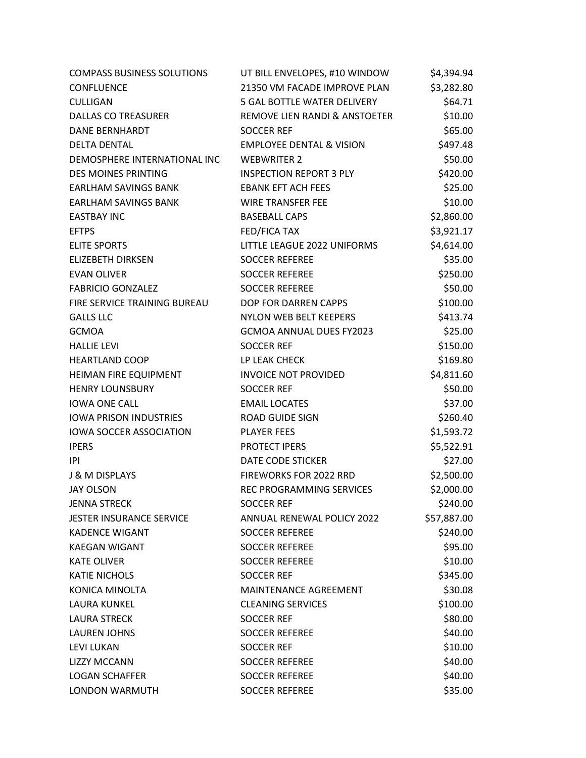| | | |
|---|---|---|
| COMPASS BUSINESS SOLUTIONS | UT BILL ENVELOPES, #10 WINDOW | $4,394.94 |
| CONFLUENCE | 21350 VM FACADE IMPROVE PLAN | $3,282.80 |
| CULLIGAN | 5 GAL BOTTLE WATER DELIVERY | $64.71 |
| DALLAS CO TREASURER | REMOVE LIEN RANDI & ANSTOETER | $10.00 |
| DANE BERNHARDT | SOCCER REF | $65.00 |
| DELTA DENTAL | EMPLOYEE DENTAL & VISION | $497.48 |
| DEMOSPHERE INTERNATIONAL INC | WEBWRITER 2 | $50.00 |
| DES MOINES PRINTING | INSPECTION REPORT 3 PLY | $420.00 |
| EARLHAM SAVINGS BANK | EBANK EFT ACH FEES | $25.00 |
| EARLHAM SAVINGS BANK | WIRE TRANSFER FEE | $10.00 |
| EASTBAY INC | BASEBALL CAPS | $2,860.00 |
| EFTPS | FED/FICA TAX | $3,921.17 |
| ELITE SPORTS | LITTLE LEAGUE 2022 UNIFORMS | $4,614.00 |
| ELIZEBETH DIRKSEN | SOCCER REFEREE | $35.00 |
| EVAN OLIVER | SOCCER REFEREE | $250.00 |
| FABRICIO GONZALEZ | SOCCER REFEREE | $50.00 |
| FIRE SERVICE TRAINING BUREAU | DOP FOR DARREN CAPPS | $100.00 |
| GALLS LLC | NYLON WEB BELT KEEPERS | $413.74 |
| GCMOA | GCMOA ANNUAL DUES FY2023 | $25.00 |
| HALLIE LEVI | SOCCER REF | $150.00 |
| HEARTLAND COOP | LP LEAK CHECK | $169.80 |
| HEIMAN FIRE EQUIPMENT | INVOICE NOT PROVIDED | $4,811.60 |
| HENRY LOUNSBURY | SOCCER REF | $50.00 |
| IOWA ONE CALL | EMAIL LOCATES | $37.00 |
| IOWA PRISON INDUSTRIES | ROAD GUIDE SIGN | $260.40 |
| IOWA SOCCER ASSOCIATION | PLAYER FEES | $1,593.72 |
| IPERS | PROTECT IPERS | $5,522.91 |
| IPI | DATE CODE STICKER | $27.00 |
| J & M DISPLAYS | FIREWORKS FOR 2022 RRD | $2,500.00 |
| JAY OLSON | REC PROGRAMMING SERVICES | $2,000.00 |
| JENNA STRECK | SOCCER REF | $240.00 |
| JESTER INSURANCE SERVICE | ANNUAL RENEWAL POLICY 2022 | $57,887.00 |
| KADENCE WIGANT | SOCCER REFEREE | $240.00 |
| KAEGAN WIGANT | SOCCER REFEREE | $95.00 |
| KATE OLIVER | SOCCER REFEREE | $10.00 |
| KATIE NICHOLS | SOCCER REF | $345.00 |
| KONICA MINOLTA | MAINTENANCE AGREEMENT | $30.08 |
| LAURA KUNKEL | CLEANING SERVICES | $100.00 |
| LAURA STRECK | SOCCER REF | $80.00 |
| LAUREN JOHNS | SOCCER REFEREE | $40.00 |
| LEVI LUKAN | SOCCER REF | $10.00 |
| LIZZY MCCANN | SOCCER REFEREE | $40.00 |
| LOGAN SCHAFFER | SOCCER REFEREE | $40.00 |
| LONDON WARMUTH | SOCCER REFEREE | $35.00 |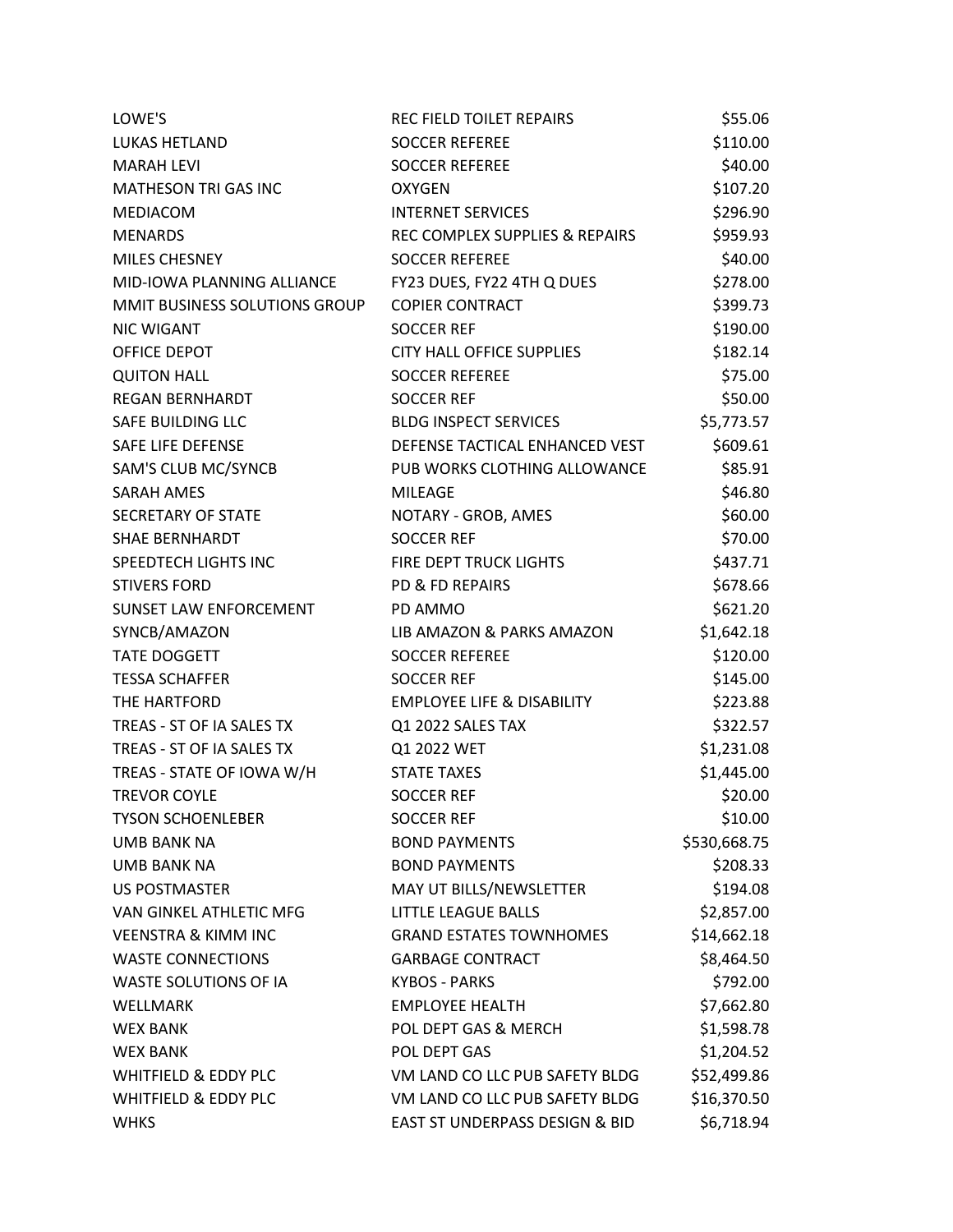| | | |
|---|---|---|
| LOWE'S | REC FIELD TOILET REPAIRS | $55.06 |
| LUKAS HETLAND | SOCCER REFEREE | $110.00 |
| MARAH LEVI | SOCCER REFEREE | $40.00 |
| MATHESON TRI GAS INC | OXYGEN | $107.20 |
| MEDIACOM | INTERNET SERVICES | $296.90 |
| MENARDS | REC COMPLEX SUPPLIES & REPAIRS | $959.93 |
| MILES CHESNEY | SOCCER REFEREE | $40.00 |
| MID-IOWA PLANNING ALLIANCE | FY23 DUES, FY22 4TH Q DUES | $278.00 |
| MMIT BUSINESS SOLUTIONS GROUP | COPIER CONTRACT | $399.73 |
| NIC WIGANT | SOCCER REF | $190.00 |
| OFFICE DEPOT | CITY HALL OFFICE SUPPLIES | $182.14 |
| QUITON HALL | SOCCER REFEREE | $75.00 |
| REGAN BERNHARDT | SOCCER REF | $50.00 |
| SAFE BUILDING LLC | BLDG INSPECT SERVICES | $5,773.57 |
| SAFE LIFE DEFENSE | DEFENSE TACTICAL ENHANCED VEST | $609.61 |
| SAM'S CLUB MC/SYNCB | PUB WORKS CLOTHING ALLOWANCE | $85.91 |
| SARAH AMES | MILEAGE | $46.80 |
| SECRETARY OF STATE | NOTARY - GROB, AMES | $60.00 |
| SHAE BERNHARDT | SOCCER REF | $70.00 |
| SPEEDTECH LIGHTS INC | FIRE DEPT TRUCK LIGHTS | $437.71 |
| STIVERS FORD | PD & FD REPAIRS | $678.66 |
| SUNSET LAW ENFORCEMENT | PD AMMO | $621.20 |
| SYNCB/AMAZON | LIB AMAZON & PARKS AMAZON | $1,642.18 |
| TATE DOGGETT | SOCCER REFEREE | $120.00 |
| TESSA SCHAFFER | SOCCER REF | $145.00 |
| THE HARTFORD | EMPLOYEE LIFE & DISABILITY | $223.88 |
| TREAS - ST OF IA SALES TX | Q1 2022 SALES TAX | $322.57 |
| TREAS - ST OF IA SALES TX | Q1 2022 WET | $1,231.08 |
| TREAS - STATE OF IOWA W/H | STATE TAXES | $1,445.00 |
| TREVOR COYLE | SOCCER REF | $20.00 |
| TYSON SCHOENLEBER | SOCCER REF | $10.00 |
| UMB BANK NA | BOND PAYMENTS | $530,668.75 |
| UMB BANK NA | BOND PAYMENTS | $208.33 |
| US POSTMASTER | MAY UT BILLS/NEWSLETTER | $194.08 |
| VAN GINKEL ATHLETIC MFG | LITTLE LEAGUE BALLS | $2,857.00 |
| VEENSTRA & KIMM INC | GRAND ESTATES TOWNHOMES | $14,662.18 |
| WASTE CONNECTIONS | GARBAGE CONTRACT | $8,464.50 |
| WASTE SOLUTIONS OF IA | KYBOS - PARKS | $792.00 |
| WELLMARK | EMPLOYEE HEALTH | $7,662.80 |
| WEX BANK | POL DEPT GAS & MERCH | $1,598.78 |
| WEX BANK | POL DEPT GAS | $1,204.52 |
| WHITFIELD & EDDY PLC | VM LAND CO LLC PUB SAFETY BLDG | $52,499.86 |
| WHITFIELD & EDDY PLC | VM LAND CO LLC PUB SAFETY BLDG | $16,370.50 |
| WHKS | EAST ST UNDERPASS DESIGN & BID | $6,718.94 |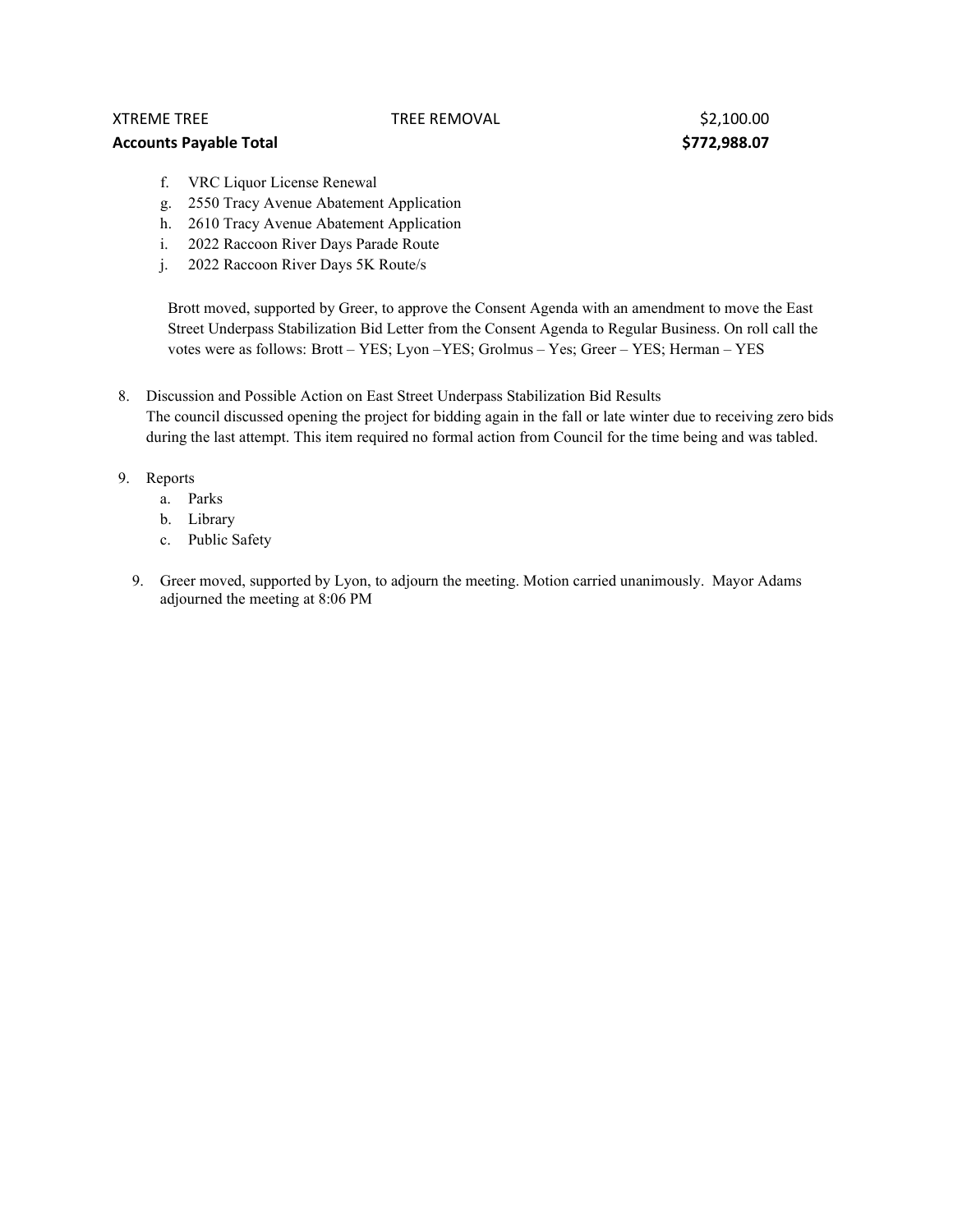| | | |
|---|---|---|
| XTREME TREE | TREE REMOVAL | $2,100.00 |
| **Accounts Payable Total** | | **$772,988.07** |

f. VRC Liquor License Renewal
g. 2550 Tracy Avenue Abatement Application
h. 2610 Tracy Avenue Abatement Application
i. 2022 Raccoon River Days Parade Route
j. 2022 Raccoon River Days 5K Route/s

Brott moved, supported by Greer, to approve the Consent Agenda with an amendment to move the East Street Underpass Stabilization Bid Letter from the Consent Agenda to Regular Business. On roll call the votes were as follows: Brott – YES; Lyon –YES; Grolmus – Yes; Greer – YES; Herman – YES

8. Discussion and Possible Action on East Street Underpass Stabilization Bid Results
   The council discussed opening the project for bidding again in the fall or late winter due to receiving zero bids during the last attempt. This item required no formal action from Council for the time being and was tabled.

9. Reports
   a. Parks
   b. Library
   c. Public Safety

9. Greer moved, supported by Lyon, to adjourn the meeting. Motion carried unanimously. Mayor Adams adjourned the meeting at 8:06 PM